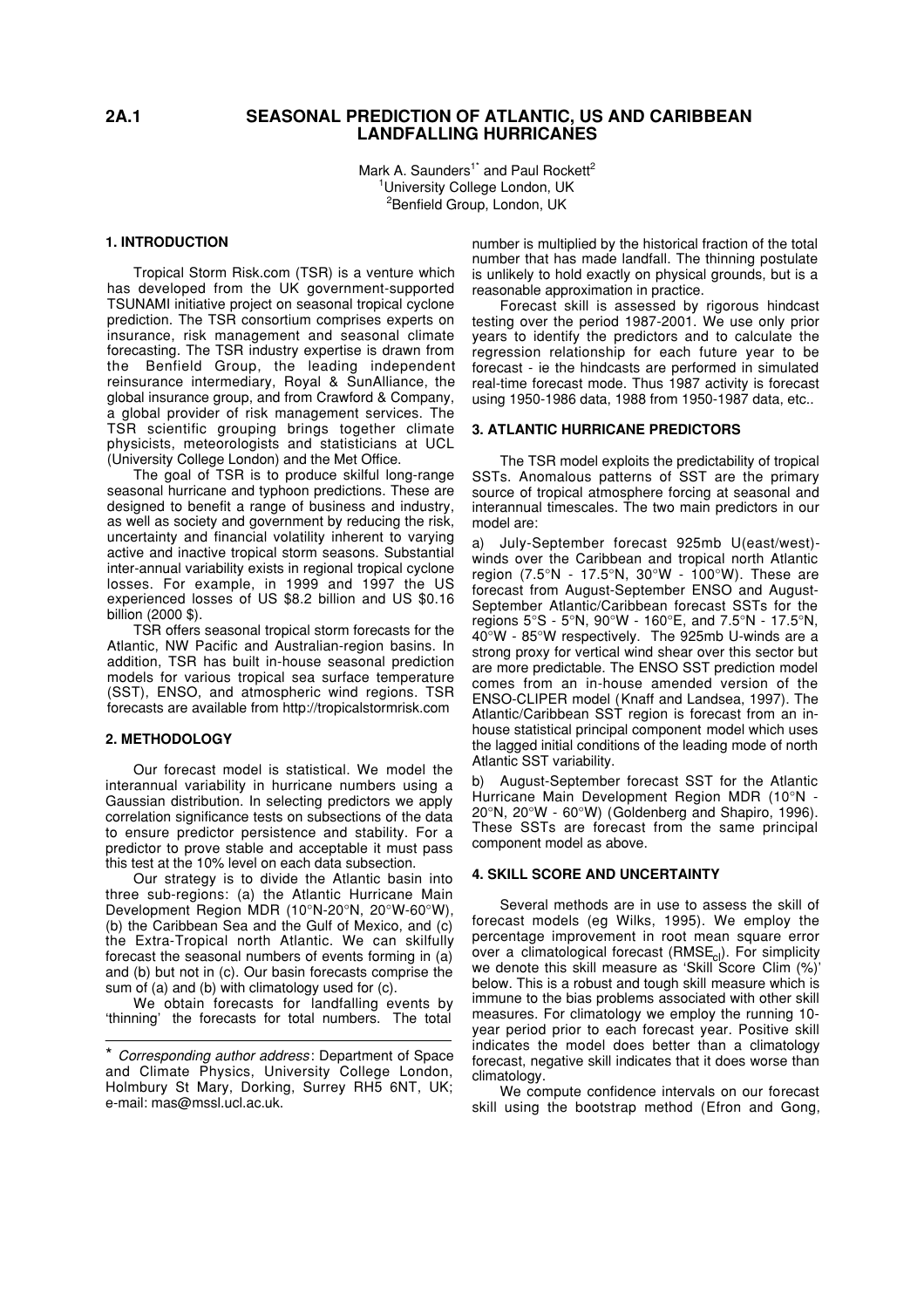# 2A.1 SEASONAL PREDICTION OF ATLANTIC, US AND CARIBBEAN LANDFALLING HURRICANES

Mark A. Saunders[1*] and Paul Rockett[2]
[1]University College London, UK
[2]Benfield Group, London, UK

## 1. INTRODUCTION

Tropical Storm Risk.com (TSR) is a venture which has developed from the UK government-supported TSUNAMI initiative project on seasonal tropical cyclone prediction. The TSR consortium comprises experts on insurance, risk management and seasonal climate forecasting. The TSR industry expertise is drawn from the Benfield Group, the leading independent reinsurance intermediary, Royal & SunAlliance, the global insurance group, and from Crawford & Company, a global provider of risk management services. The TSR scientific grouping brings together climate physicists, meteorologists and statisticians at UCL (University College London) and the Met Office.

The goal of TSR is to produce skilful long-range seasonal hurricane and typhoon predictions. These are designed to benefit a range of business and industry, as well as society and government by reducing the risk, uncertainty and financial volatility inherent to varying active and inactive tropical storm seasons. Substantial inter-annual variability exists in regional tropical cyclone losses. For example, in 1999 and 1997 the US experienced losses of US \$8.2 billion and US \$0.16 billion (2000 \$).

TSR offers seasonal tropical storm forecasts for the Atlantic, NW Pacific and Australian-region basins. In addition, TSR has built in-house seasonal prediction models for various tropical sea surface temperature (SST), ENSO, and atmospheric wind regions. TSR forecasts are available from http://tropicalstormrisk.com

## 2. METHODOLOGY

Our forecast model is statistical. We model the interannual variability in hurricane numbers using a Gaussian distribution. In selecting predictors we apply correlation significance tests on subsections of the data to ensure predictor persistence and stability. For a predictor to prove stable and acceptable it must pass this test at the 10% level on each data subsection.

Our strategy is to divide the Atlantic basin into three sub-regions: (a) the Atlantic Hurricane Main Development Region MDR (10°N-20°N, 20°W-60°W), (b) the Caribbean Sea and the Gulf of Mexico, and (c) the Extra-Tropical north Atlantic. We can skilfully forecast the seasonal numbers of events forming in (a) and (b) but not in (c). Our basin forecasts comprise the sum of (a) and (b) with climatology used for (c).

We obtain forecasts for landfalling events by 'thinning' the forecasts for total numbers. The total number is multiplied by the historical fraction of the total number that has made landfall. The thinning postulate is unlikely to hold exactly on physical grounds, but is a reasonable approximation in practice.

Forecast skill is assessed by rigorous hindcast testing over the period 1987-2001. We use only prior years to identify the predictors and to calculate the regression relationship for each future year to be forecast - ie the hindcasts are performed in simulated real-time forecast mode. Thus 1987 activity is forecast using 1950-1986 data, 1988 from 1950-1987 data, etc..

## 3. ATLANTIC HURRICANE PREDICTORS

The TSR model exploits the predictability of tropical SSTs. Anomalous patterns of SST are the primary source of tropical atmosphere forcing at seasonal and interannual timescales. The two main predictors in our model are:

a) July-September forecast 925mb U(east/west)-winds over the Caribbean and tropical north Atlantic region (7.5°N - 17.5°N, 30°W - 100°W). These are forecast from August-September ENSO and August-September Atlantic/Caribbean forecast SSTs for the regions 5°S - 5°N, 90°W - 160°E, and 7.5°N - 17.5°N, 40°W - 85°W respectively. The 925mb U-winds are a strong proxy for vertical wind shear over this sector but are more predictable. The ENSO SST prediction model comes from an in-house amended version of the ENSO-CLIPER model (Knaff and Landsea, 1997). The Atlantic/Caribbean SST region is forecast from an in-house statistical principal component model which uses the lagged initial conditions of the leading mode of north Atlantic SST variability.

b) August-September forecast SST for the Atlantic Hurricane Main Development Region MDR (10°N - 20°N, 20°W - 60°W) (Goldenberg and Shapiro, 1996). These SSTs are forecast from the same principal component model as above.

## 4. SKILL SCORE AND UNCERTAINTY

Several methods are in use to assess the skill of forecast models (eg Wilks, 1995). We employ the percentage improvement in root mean square error over a climatological forecast ($RMSE_{cl}$). For simplicity we denote this skill measure as 'Skill Score Clim (%)' below. This is a robust and tough skill measure which is immune to the bias problems associated with other skill measures. For climatology we employ the running 10-year period prior to each forecast year. Positive skill indicates the model does better than a climatology forecast, negative skill indicates that it does worse than climatology.

We compute confidence intervals on our forecast skill using the bootstrap method (Efron and Gong,

---

\* *Corresponding author address*: Department of Space and Climate Physics, University College London, Holmbury St Mary, Dorking, Surrey RH5 6NT, UK; e-mail: mas@mssl.ucl.ac.uk.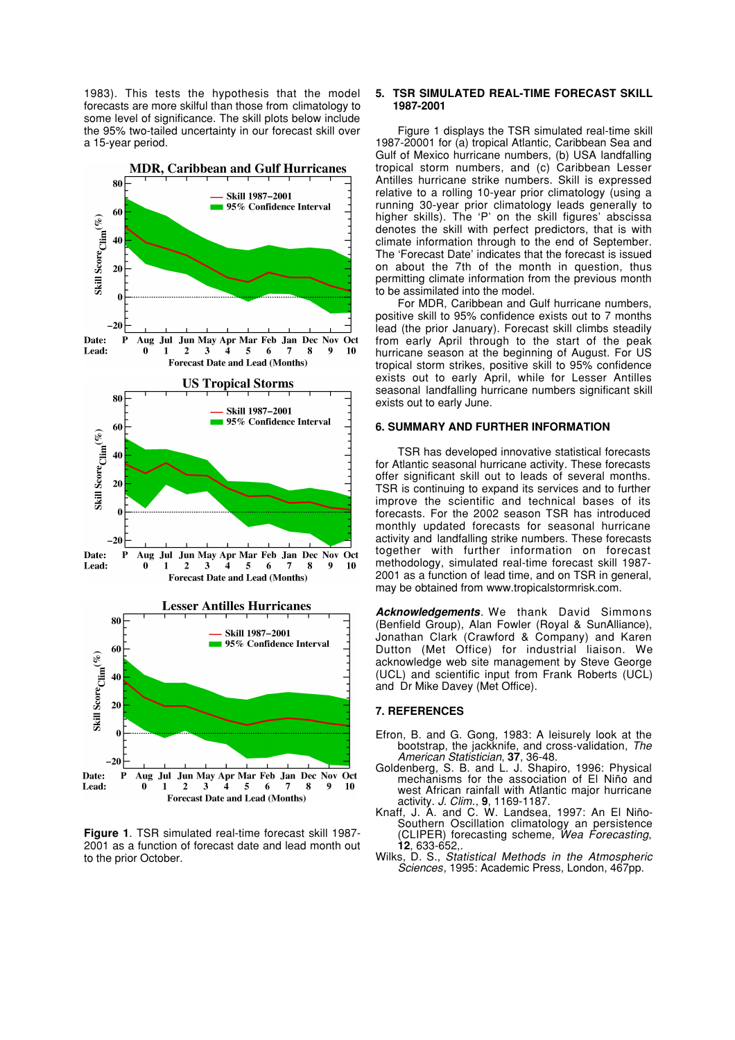1983). This tests the hypothesis that the model forecasts are more skilful than those from climatology to some level of significance. The skill plots below include the 95% two-tailed uncertainty in our forecast skill over a 15-year period.

MDR, Caribbean and Gulf Hurricanes

Skill Score$_{Clim}$ (%)

80
60
40
20
0
−20

Skill 1987–2001
95% Confidence Interval

Date: P Aug Jul Jun May Apr Mar Feb Jan Dec Nov Oct
Lead: 0 1 2 3 4 5 6 7 8 9 10

Forecast Date and Lead (Months)

US Tropical Storms

Skill Score$_{Clim}$ (%)

80
60
40
20
0
−20

Skill 1987–2001
95% Confidence Interval

Date: P Aug Jul Jun May Apr Mar Feb Jan Dec Nov Oct
Lead: 0 1 2 3 4 5 6 7 8 9 10

Forecast Date and Lead (Months)

Lesser Antilles Hurricanes

Skill Score$_{Clim}$ (%)

80
60
40
20
0
−20

Skill 1987–2001
95% Confidence Interval

Date: P Aug Jul Jun May Apr Mar Feb Jan Dec Nov Oct
Lead: 0 1 2 3 4 5 6 7 8 9 10

Forecast Date and Lead (Months)

**Figure 1**. TSR simulated real-time forecast skill 1987-2001 as a function of forecast date and lead month out to the prior October.

## 5. TSR SIMULATED REAL-TIME FORECAST SKILL 1987-2001

Figure 1 displays the TSR simulated real-time skill 1987-20001 for (a) tropical Atlantic, Caribbean Sea and Gulf of Mexico hurricane numbers, (b) USA landfalling tropical storm numbers, and (c) Caribbean Lesser Antilles hurricane strike numbers. Skill is expressed relative to a rolling 10-year prior climatology (using a running 30-year prior climatology leads generally to higher skills). The 'P' on the skill figures' abscissa denotes the skill with perfect predictors, that is with climate information through to the end of September. The 'Forecast Date' indicates that the forecast is issued on about the 7th of the month in question, thus permitting climate information from the previous month to be assimilated into the model.

For MDR, Caribbean and Gulf hurricane numbers, positive skill to 95% confidence exists out to 7 months lead (the prior January). Forecast skill climbs steadily from early April through to the start of the peak hurricane season at the beginning of August. For US tropical storm strikes, positive skill to 95% confidence exists out to early April, while for Lesser Antilles seasonal landfalling hurricane numbers significant skill exists out to early June.

## 6. SUMMARY AND FURTHER INFORMATION

TSR has developed innovative statistical forecasts for Atlantic seasonal hurricane activity. These forecasts offer significant skill out to leads of several months. TSR is continuing to expand its services and to further improve the scientific and technical bases of its forecasts. For the 2002 season TSR has introduced monthly updated forecasts for seasonal hurricane activity and landfalling strike numbers. These forecasts together with further information on forecast methodology, simulated real-time forecast skill 1987-2001 as a function of lead time, and on TSR in general, may be obtained from www.tropicalstormrisk.com.

***Acknowledgements***. We thank David Simmons (Benfield Group), Alan Fowler (Royal & SunAlliance), Jonathan Clark (Crawford & Company) and Karen Dutton (Met Office) for industrial liaison. We acknowledge web site management by Steve George (UCL) and scientific input from Frank Roberts (UCL) and Dr Mike Davey (Met Office).

## 7. REFERENCES

Efron, B. and G. Gong, 1983: A leisurely look at the bootstrap, the jackknife, and cross-validation, *The American Statistician*, **37**, 36-48.

Goldenberg, S. B. and L. J. Shapiro, 1996: Physical mechanisms for the association of El Niño and west African rainfall with Atlantic major hurricane activity. *J. Clim.*, **9**, 1169-1187.

Knaff, J. A. and C. W. Landsea, 1997: An El Niño-Southern Oscillation climatology an persistence (CLIPER) forecasting scheme, *Wea Forecasting*, **12**, 633-652,.

Wilks, D. S., *Statistical Methods in the Atmospheric Sciences*, 1995: Academic Press, London, 467pp.